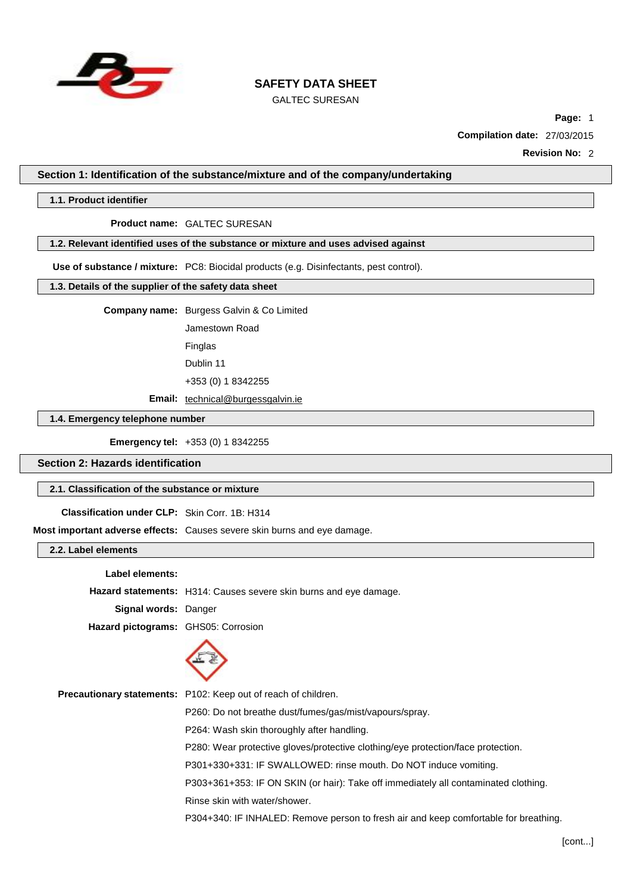# SAFETY DATA SHEET

GALTEC SURESAN

**Page:** 1

**Compilation date:** 27/03/2015

**Revision No:** 2

## Section 1: Identification of the substance/mixture and of the company/undertaking

### 1.1. Product identifier

**Product name:** GALTEC SURESAN

### 1.2. Relevant identified uses of the substance or mixture and uses advised against

**Use of substance / mixture:** PC8: Biocidal products (e.g. Disinfectants, pest control).

### 1.3. Details of the supplier of the safety data sheet

**Company name:** Burgess Galvin & Co Limited

Jamestown Road

Finglas

Dublin 11

+353 (0) 1 8342255

**Email:** technical@burgessgalvin.ie

### 1.4. Emergency telephone number

**Emergency tel:** +353 (0) 1 8342255

## Section 2: Hazards identification

### 2.1. Classification of the substance or mixture

**Classification under CLP:** Skin Corr. 1B: H314

**Most important adverse effects:** Causes severe skin burns and eye damage.

### 2.2. Label elements

**Label elements:**

**Hazard statements:** H314: Causes severe skin burns and eye damage.

**Signal words:** Danger

**Hazard pictograms:** GHS05: Corrosion

**Precautionary statements:** P102: Keep out of reach of children.

P260: Do not breathe dust/fumes/gas/mist/vapours/spray.

P264: Wash skin thoroughly after handling.

P280: Wear protective gloves/protective clothing/eye protection/face protection.

P301+330+331: IF SWALLOWED: rinse mouth. Do NOT induce vomiting.

P303+361+353: IF ON SKIN (or hair): Take off immediately all contaminated clothing.

Rinse skin with water/shower.

P304+340: IF INHALED: Remove person to fresh air and keep comfortable for breathing.

[cont...]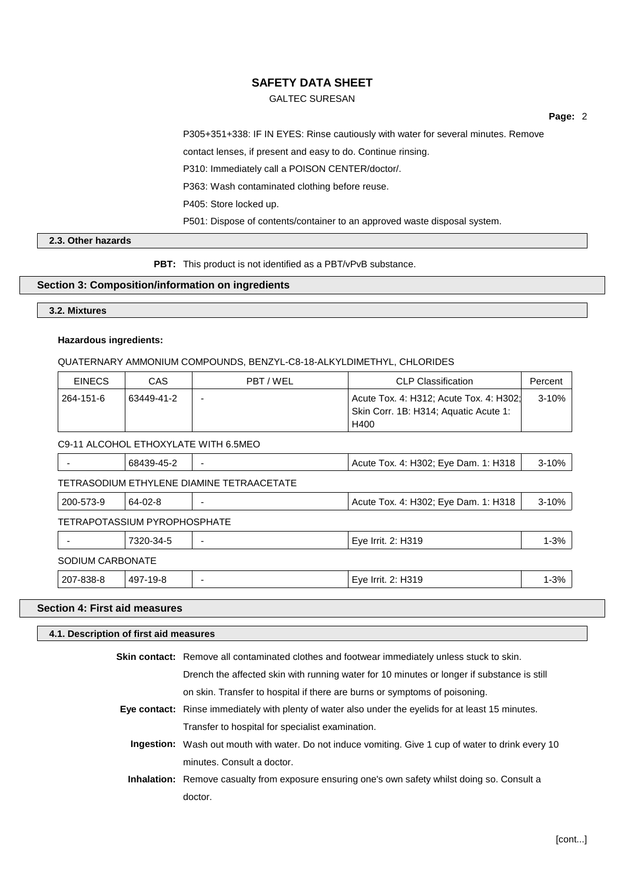P305+351+338: IF IN EYES: Rinse cautiously with water for several minutes. Remove contact lenses, if present and easy to do. Continue rinsing.

P310: Immediately call a POISON CENTER/doctor/.

P363: Wash contaminated clothing before reuse.

P405: Store locked up.

P501: Dispose of contents/container to an approved waste disposal system.

### 2.3. Other hazards

**PBT:** This product is not identified as a PBT/vPvB substance.

## Section 3: Composition/information on ingredients

### 3.2. Mixtures

**Hazardous ingredients:**

QUATERNARY AMMONIUM COMPOUNDS, BENZYL-C8-18-ALKYLDIMETHYL, CHLORIDES

| EINECS | CAS | PBT / WEL | CLP Classification | Percent |
|---|---|---|---|---|
| 264-151-6 | 63449-41-2 | - | Acute Tox. 4: H312; Acute Tox. 4: H302; Skin Corr. 1B: H314; Aquatic Acute 1: H400 | 3-10% |

C9-11 ALCOHOL ETHOXYLATE WITH 6.5MEO

| EINECS | CAS | PBT / WEL | CLP Classification | Percent |
|---|---|---|---|---|
| - | 68439-45-2 | - | Acute Tox. 4: H302; Eye Dam. 1: H318 | 3-10% |

TETRASODIUM ETHYLENE DIAMINE TETRAACETATE

| EINECS | CAS | PBT / WEL | CLP Classification | Percent |
|---|---|---|---|---|
| 200-573-9 | 64-02-8 | - | Acute Tox. 4: H302; Eye Dam. 1: H318 | 3-10% |

TETRAPOTASSIUM PYROPHOSPHATE

| EINECS | CAS | PBT / WEL | CLP Classification | Percent |
|---|---|---|---|---|
| - | 7320-34-5 | - | Eye Irrit. 2: H319 | 1-3% |

SODIUM CARBONATE

| EINECS | CAS | PBT / WEL | CLP Classification | Percent |
|---|---|---|---|---|
| 207-838-8 | 497-19-8 | - | Eye Irrit. 2: H319 | 1-3% |

## Section 4: First aid measures

### 4.1. Description of first aid measures

**Skin contact:** Remove all contaminated clothes and footwear immediately unless stuck to skin. Drench the affected skin with running water for 10 minutes or longer if substance is still on skin. Transfer to hospital if there are burns or symptoms of poisoning.

**Eye contact:** Rinse immediately with plenty of water also under the eyelids for at least 15 minutes. Transfer to hospital for specialist examination.

**Ingestion:** Wash out mouth with water. Do not induce vomiting. Give 1 cup of water to drink every 10 minutes. Consult a doctor.

**Inhalation:** Remove casualty from exposure ensuring one's own safety whilst doing so. Consult a doctor.

[cont...]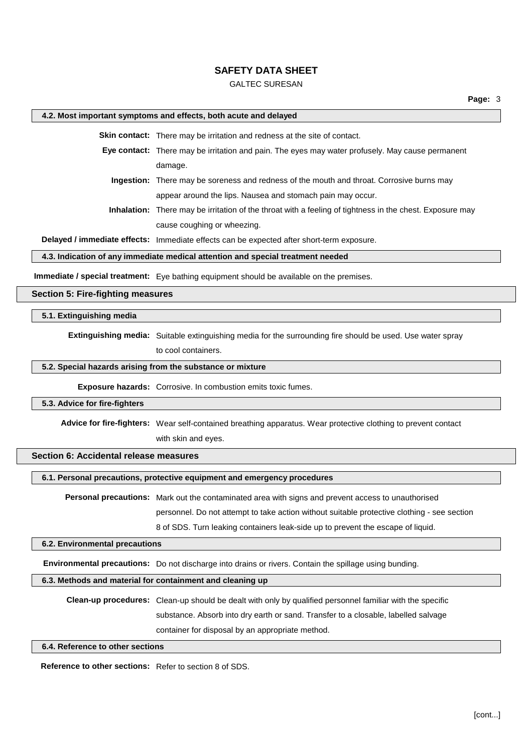### 4.2. Most important symptoms and effects, both acute and delayed

**Skin contact:** There may be irritation and redness at the site of contact.

**Eye contact:** There may be irritation and pain. The eyes may water profusely. May cause permanent damage.

**Ingestion:** There may be soreness and redness of the mouth and throat. Corrosive burns may appear around the lips. Nausea and stomach pain may occur.

**Inhalation:** There may be irritation of the throat with a feeling of tightness in the chest. Exposure may cause coughing or wheezing.

**Delayed / immediate effects:** Immediate effects can be expected after short-term exposure.

### 4.3. Indication of any immediate medical attention and special treatment needed

**Immediate / special treatment:** Eye bathing equipment should be available on the premises.

## Section 5: Fire-fighting measures

### 5.1. Extinguishing media

**Extinguishing media:** Suitable extinguishing media for the surrounding fire should be used. Use water spray to cool containers.

### 5.2. Special hazards arising from the substance or mixture

**Exposure hazards:** Corrosive. In combustion emits toxic fumes.

### 5.3. Advice for fire-fighters

**Advice for fire-fighters:** Wear self-contained breathing apparatus. Wear protective clothing to prevent contact with skin and eyes.

## Section 6: Accidental release measures

### 6.1. Personal precautions, protective equipment and emergency procedures

**Personal precautions:** Mark out the contaminated area with signs and prevent access to unauthorised personnel. Do not attempt to take action without suitable protective clothing - see section 8 of SDS. Turn leaking containers leak-side up to prevent the escape of liquid.

### 6.2. Environmental precautions

**Environmental precautions:** Do not discharge into drains or rivers. Contain the spillage using bunding.

### 6.3. Methods and material for containment and cleaning up

**Clean-up procedures:** Clean-up should be dealt with only by qualified personnel familiar with the specific substance. Absorb into dry earth or sand. Transfer to a closable, labelled salvage container for disposal by an appropriate method.

### 6.4. Reference to other sections

**Reference to other sections:** Refer to section 8 of SDS.

[cont...]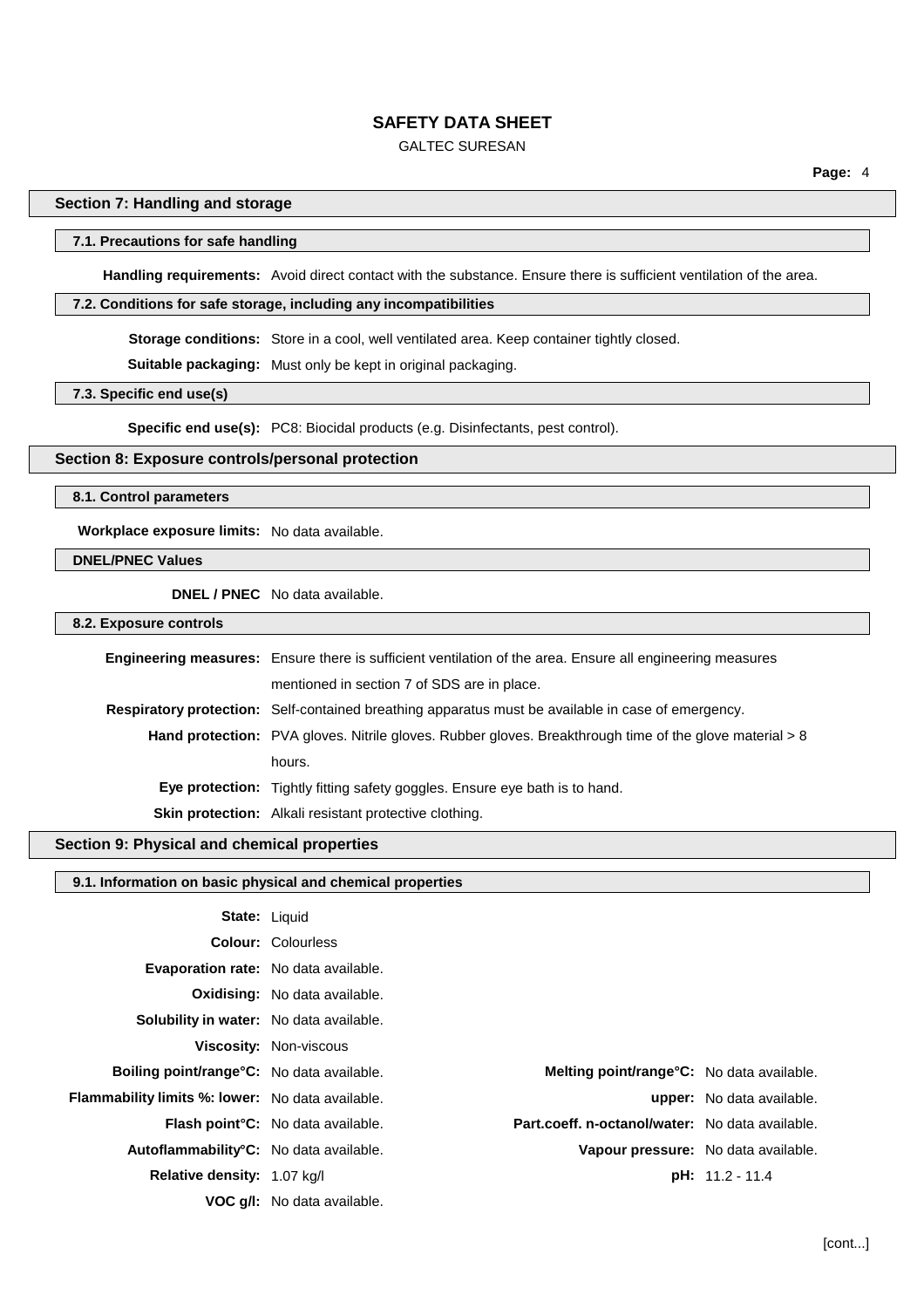## Section 7: Handling and storage

### 7.1. Precautions for safe handling

**Handling requirements:** Avoid direct contact with the substance. Ensure there is sufficient ventilation of the area.

### 7.2. Conditions for safe storage, including any incompatibilities

**Storage conditions:** Store in a cool, well ventilated area. Keep container tightly closed.

**Suitable packaging:** Must only be kept in original packaging.

### 7.3. Specific end use(s)

**Specific end use(s):** PC8: Biocidal products (e.g. Disinfectants, pest control).

## Section 8: Exposure controls/personal protection

### 8.1. Control parameters

**Workplace exposure limits:** No data available.

### DNEL/PNEC Values

**DNEL / PNEC** No data available.

### 8.2. Exposure controls

**Engineering measures:** Ensure there is sufficient ventilation of the area. Ensure all engineering measures mentioned in section 7 of SDS are in place.

**Respiratory protection:** Self-contained breathing apparatus must be available in case of emergency.

**Hand protection:** PVA gloves. Nitrile gloves. Rubber gloves. Breakthrough time of the glove material > 8 hours.

**Eye protection:** Tightly fitting safety goggles. Ensure eye bath is to hand.

**Skin protection:** Alkali resistant protective clothing.

## Section 9: Physical and chemical properties

### 9.1. Information on basic physical and chemical properties

**State:** Liquid

**Colour:** Colourless

**Evaporation rate:** No data available.

**Oxidising:** No data available.

**Solubility in water:** No data available.

**Viscosity:** Non-viscous

**Boiling point/range°C:** No data available.

**Melting point/range°C:** No data available.

**Flammability limits %: lower:** No data available.

**upper:** No data available.

**Flash point°C:** No data available.

**Part.coeff. n-octanol/water:** No data available.

**Autoflammability°C:** No data available.

**Vapour pressure:** No data available.

**Relative density:** 1.07 kg/l

**pH:** 11.2 - 11.4

**VOC g/l:** No data available.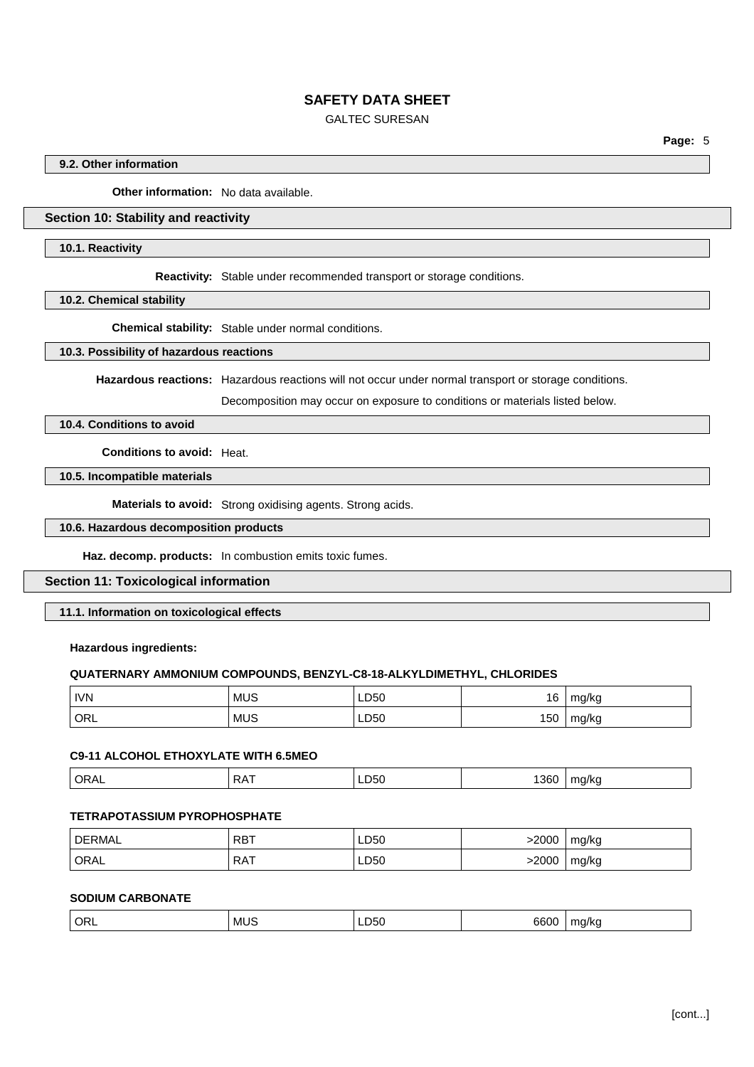### 9.2. Other information

**Other information:** No data available.

## Section 10: Stability and reactivity

### 10.1. Reactivity

**Reactivity:** Stable under recommended transport or storage conditions.

### 10.2. Chemical stability

**Chemical stability:** Stable under normal conditions.

### 10.3. Possibility of hazardous reactions

**Hazardous reactions:** Hazardous reactions will not occur under normal transport or storage conditions.

Decomposition may occur on exposure to conditions or materials listed below.

### 10.4. Conditions to avoid

**Conditions to avoid:** Heat.

### 10.5. Incompatible materials

**Materials to avoid:** Strong oxidising agents. Strong acids.

### 10.6. Hazardous decomposition products

**Haz. decomp. products:** In combustion emits toxic fumes.

## Section 11: Toxicological information

### 11.1. Information on toxicological effects

**Hazardous ingredients:**

**QUATERNARY AMMONIUM COMPOUNDS, BENZYL-C8-18-ALKYLDIMETHYL, CHLORIDES**

| | | | | |
|---|---|---|---|---|
| IVN | MUS | LD50 | 16 | mg/kg |
| ORL | MUS | LD50 | 150 | mg/kg |

**C9-11 ALCOHOL ETHOXYLATE WITH 6.5MEO**

| | | | | |
|---|---|---|---|---|
| ORAL | RAT | LD50 | 1360 | mg/kg |

**TETRAPOTASSIUM PYROPHOSPHATE**

| | | | | |
|---|---|---|---|---|
| DERMAL | RBT | LD50 | >2000 | mg/kg |
| ORAL | RAT | LD50 | >2000 | mg/kg |

**SODIUM CARBONATE**

| | | | | |
|---|---|---|---|---|
| ORL | MUS | LD50 | 6600 | mg/kg |

[cont...]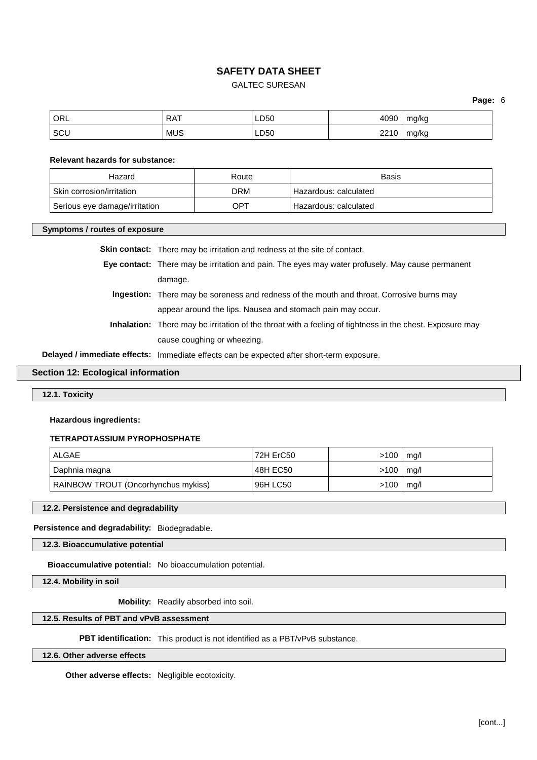| ORL | RAT | LD50 | 4090 | mg/kg |
|---|---|---|---|---|
| SCU | MUS | LD50 | 2210 | mg/kg |

**Relevant hazards for substance:**

| Hazard | Route | Basis |
|---|---|---|
| Skin corrosion/irritation | DRM | Hazardous: calculated |
| Serious eye damage/irritation | OPT | Hazardous: calculated |

**Symptoms / routes of exposure**

**Skin contact:** There may be irritation and redness at the site of contact.

**Eye contact:** There may be irritation and pain. The eyes may water profusely. May cause permanent damage.

**Ingestion:** There may be soreness and redness of the mouth and throat. Corrosive burns may appear around the lips. Nausea and stomach pain may occur.

**Inhalation:** There may be irritation of the throat with a feeling of tightness in the chest. Exposure may cause coughing or wheezing.

**Delayed / immediate effects:** Immediate effects can be expected after short-term exposure.

## Section 12: Ecological information

### 12.1. Toxicity

**Hazardous ingredients:**

**TETRAPOTASSIUM PYROPHOSPHATE**

| ALGAE | 72H ErC50 | >100 | mg/l |
|---|---|---|---|
| Daphnia magna | 48H EC50 | >100 | mg/l |
| RAINBOW TROUT (Oncorhynchus mykiss) | 96H LC50 | >100 | mg/l |

### 12.2. Persistence and degradability

**Persistence and degradability:** Biodegradable.

### 12.3. Bioaccumulative potential

**Bioaccumulative potential:** No bioaccumulation potential.

### 12.4. Mobility in soil

**Mobility:** Readily absorbed into soil.

### 12.5. Results of PBT and vPvB assessment

**PBT identification:** This product is not identified as a PBT/vPvB substance.

### 12.6. Other adverse effects

**Other adverse effects:** Negligible ecotoxicity.

[cont...]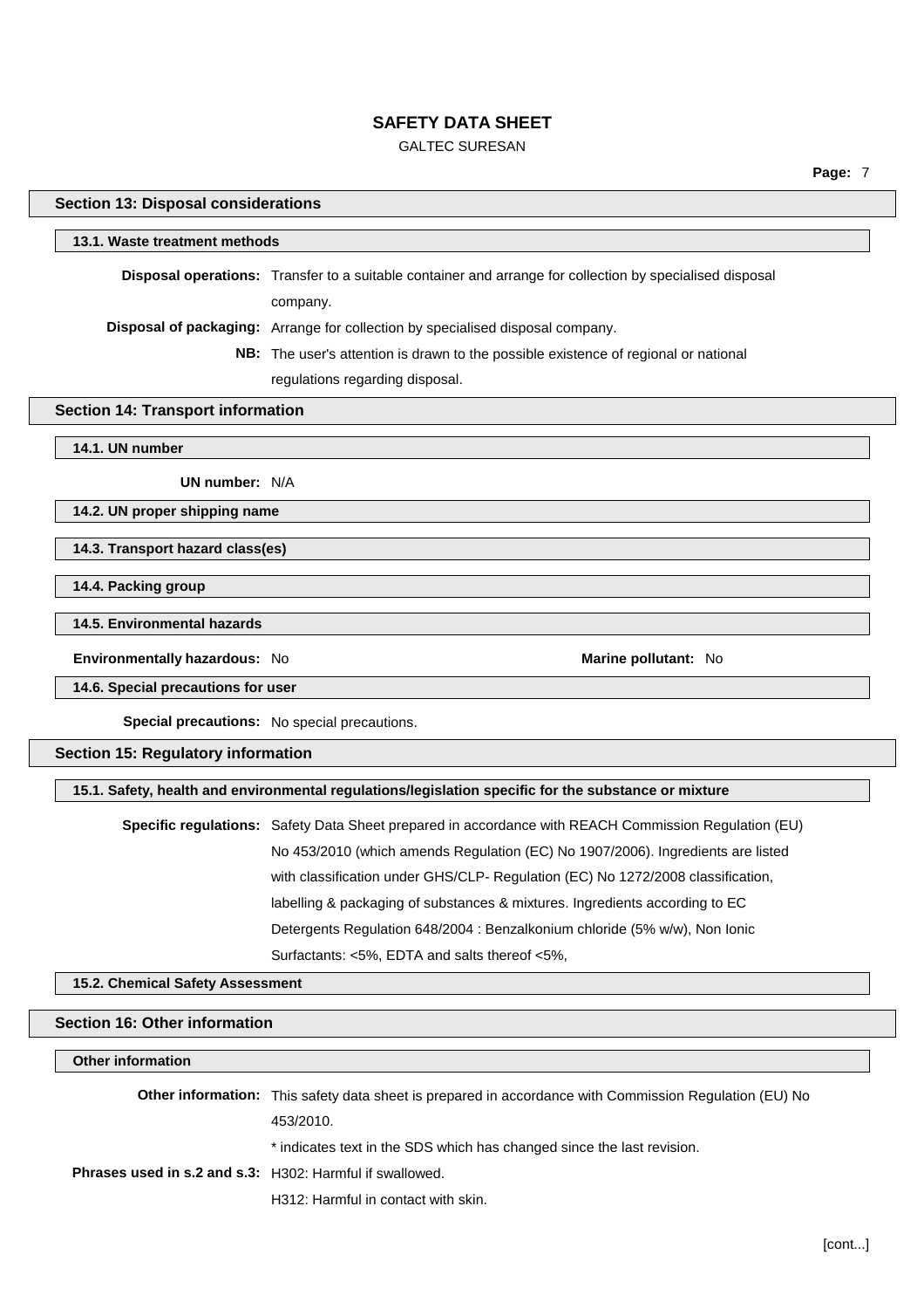## Section 13: Disposal considerations

### 13.1. Waste treatment methods

**Disposal operations:** Transfer to a suitable container and arrange for collection by specialised disposal company.

**Disposal of packaging:** Arrange for collection by specialised disposal company.

**NB:** The user's attention is drawn to the possible existence of regional or national regulations regarding disposal.

## Section 14: Transport information

### 14.1. UN number

**UN number:** N/A

### 14.2. UN proper shipping name

### 14.3. Transport hazard class(es)

### 14.4. Packing group

### 14.5. Environmental hazards

**Environmentally hazardous:** No

**Marine pollutant:** No

### 14.6. Special precautions for user

**Special precautions:** No special precautions.

## Section 15: Regulatory information

### 15.1. Safety, health and environmental regulations/legislation specific for the substance or mixture

**Specific regulations:** Safety Data Sheet prepared in accordance with REACH Commission Regulation (EU) No 453/2010 (which amends Regulation (EC) No 1907/2006). Ingredients are listed with classification under GHS/CLP- Regulation (EC) No 1272/2008 classification, labelling & packaging of substances & mixtures. Ingredients according to EC Detergents Regulation 648/2004 : Benzalkonium chloride (5% w/w), Non Ionic Surfactants: <5%, EDTA and salts thereof <5%,

### 15.2. Chemical Safety Assessment

## Section 16: Other information

### Other information

**Other information:** This safety data sheet is prepared in accordance with Commission Regulation (EU) No 453/2010.

* indicates text in the SDS which has changed since the last revision.

**Phrases used in s.2 and s.3:** H302: Harmful if swallowed.

H312: Harmful in contact with skin.

[cont...]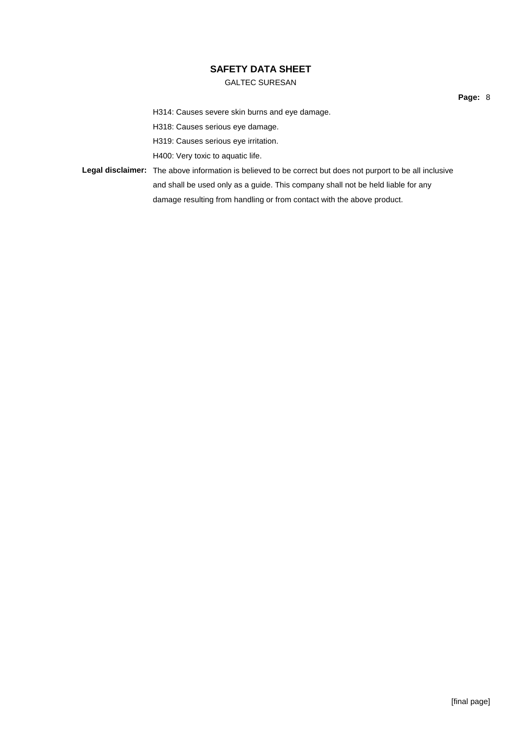H314: Causes severe skin burns and eye damage.

H318: Causes serious eye damage.

H319: Causes serious eye irritation.

H400: Very toxic to aquatic life.

**Legal disclaimer:** The above information is believed to be correct but does not purport to be all inclusive and shall be used only as a guide. This company shall not be held liable for any damage resulting from handling or from contact with the above product.

[final page]